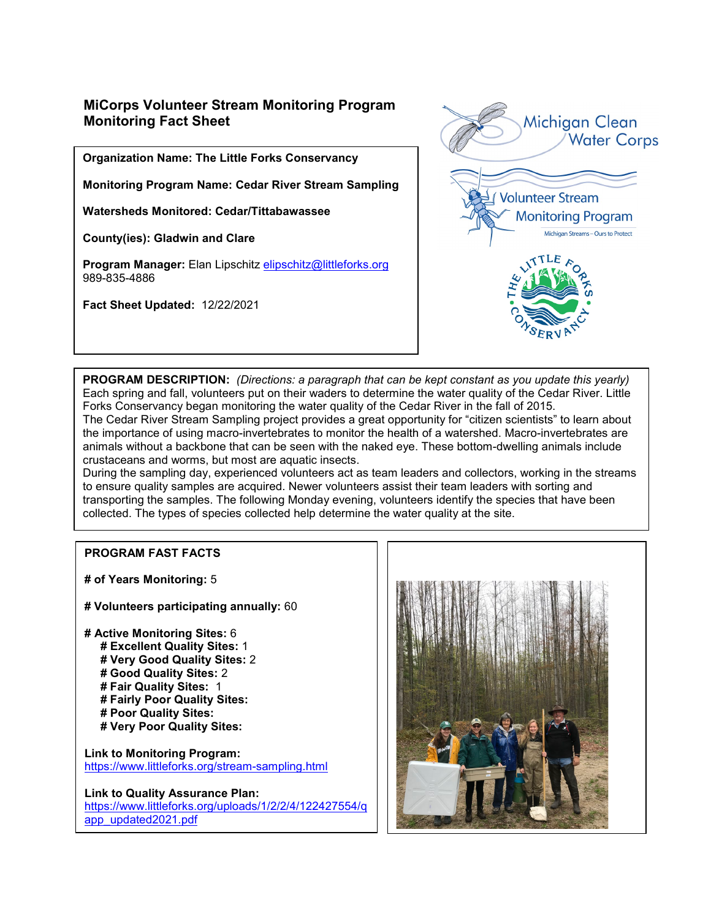# MiCorps Volunteer Stream Monitoring Program
# Monitoring Fact Sheet

**Organization Name: The Little Forks Conservancy**

**Monitoring Program Name: Cedar River Stream Sampling**

**Watersheds Monitored: Cedar/Tittabawassee**

**County(ies): Gladwin and Clare**

**Program Manager:** Elan Lipschitz elipschitz@littleforks.org
989-835-4886

**Fact Sheet Updated:** 12/22/2021

Michigan Clean Water Corps

Volunteer Stream Monitoring Program

Michigan Streams – Ours to Protect

The Little Forks Conservancy

**PROGRAM DESCRIPTION:** *(Directions: a paragraph that can be kept constant as you update this yearly)*
Each spring and fall, volunteers put on their waders to determine the water quality of the Cedar River. Little Forks Conservancy began monitoring the water quality of the Cedar River in the fall of 2015.
The Cedar River Stream Sampling project provides a great opportunity for "citizen scientists" to learn about the importance of using macro-invertebrates to monitor the health of a watershed. Macro-invertebrates are animals without a backbone that can be seen with the naked eye. These bottom-dwelling animals include crustaceans and worms, but most are aquatic insects.
During the sampling day, experienced volunteers act as team leaders and collectors, working in the streams to ensure quality samples are acquired. Newer volunteers assist their team leaders with sorting and transporting the samples. The following Monday evening, volunteers identify the species that have been collected. The types of species collected help determine the water quality at the site.

**PROGRAM FAST FACTS**

**# of Years Monitoring:** 5

**# Volunteers participating annually:** 60

**# Active Monitoring Sites:** 6
- **# Excellent Quality Sites:** 1
- **# Very Good Quality Sites:** 2
- **# Good Quality Sites:** 2
- **# Fair Quality Sites:** 1
- **# Fairly Poor Quality Sites:**
- **# Poor Quality Sites:**
- **# Very Poor Quality Sites:**

**Link to Monitoring Program:**
https://www.littleforks.org/stream-sampling.html

**Link to Quality Assurance Plan:**
https://www.littleforks.org/uploads/1/2/2/4/122427554/qapp_updated2021.pdf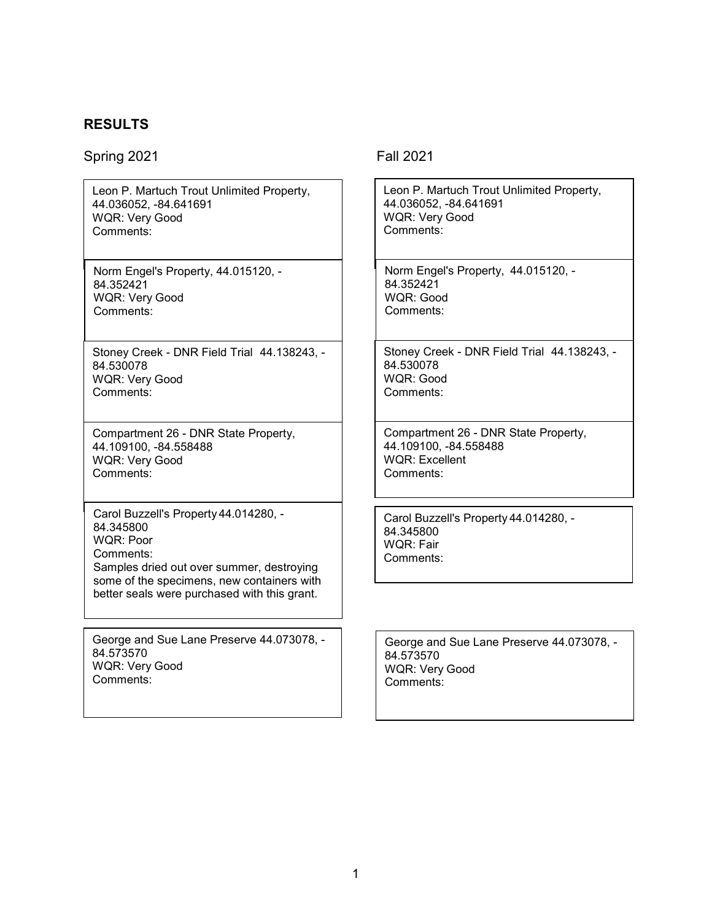## RESULTS

### Spring 2021

Leon P. Martuch Trout Unlimited Property, 44.036052, -84.641691
WQR: Very Good
Comments:

Norm Engel's Property, 44.015120, -84.352421
WQR: Very Good
Comments:

Stoney Creek - DNR Field Trial 44.138243, -84.530078
WQR: Very Good
Comments:

Compartment 26 - DNR State Property, 44.109100, -84.558488
WQR: Very Good
Comments:

Carol Buzzell's Property 44.014280, -84.345800
WQR: Poor
Comments:
Samples dried out over summer, destroying some of the specimens, new containers with better seals were purchased with this grant.

George and Sue Lane Preserve 44.073078, -84.573570
WQR: Very Good
Comments:

### Fall 2021

Leon P. Martuch Trout Unlimited Property, 44.036052, -84.641691
WQR: Very Good
Comments:

Norm Engel's Property, 44.015120, -84.352421
WQR: Good
Comments:

Stoney Creek - DNR Field Trial 44.138243, -84.530078
WQR: Good
Comments:

Compartment 26 - DNR State Property, 44.109100, -84.558488
WQR: Excellent
Comments:

Carol Buzzell's Property 44.014280, -84.345800
WQR: Fair
Comments:

George and Sue Lane Preserve 44.073078, -84.573570
WQR: Very Good
Comments: